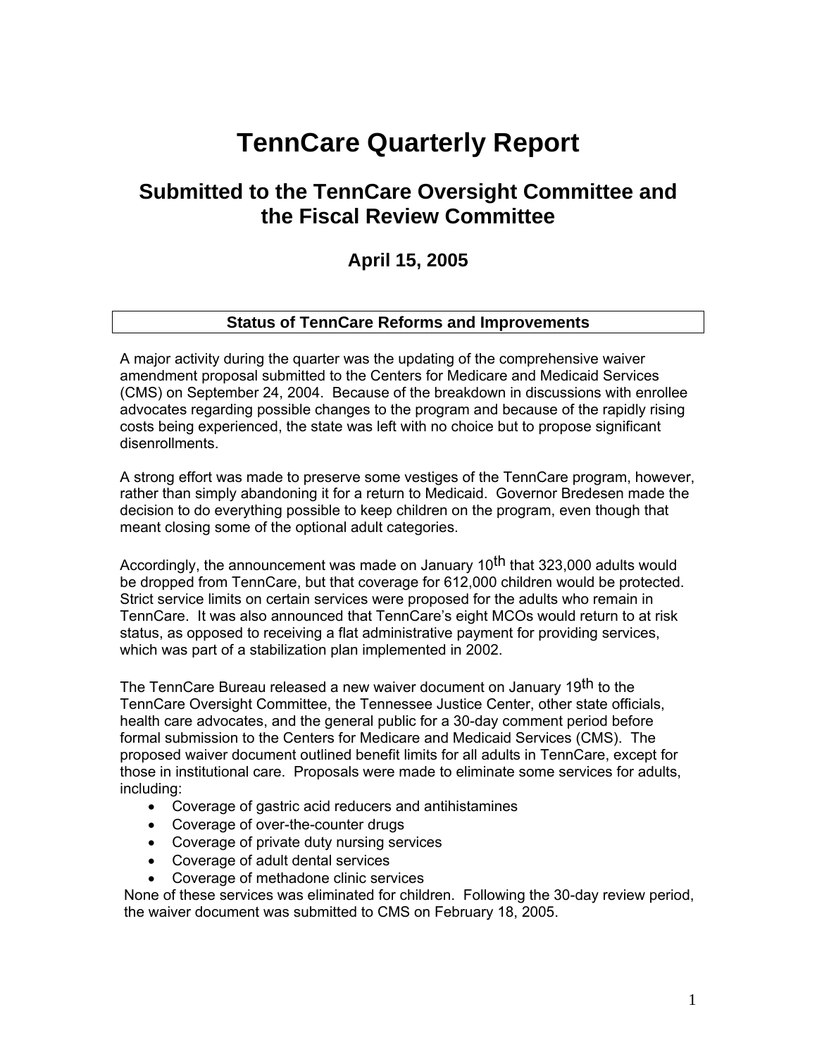# TennCare Quarterly Report

## Submitted to the TennCare Oversight Committee and the Fiscal Review Committee

### April 15, 2005

### Status of TennCare Reforms and Improvements

A major activity during the quarter was the updating of the comprehensive waiver amendment proposal submitted to the Centers for Medicare and Medicaid Services (CMS) on September 24, 2004. Because of the breakdown in discussions with enrollee advocates regarding possible changes to the program and because of the rapidly rising costs being experienced, the state was left with no choice but to propose significant disenrollments.

A strong effort was made to preserve some vestiges of the TennCare program, however, rather than simply abandoning it for a return to Medicaid. Governor Bredesen made the decision to do everything possible to keep children on the program, even though that meant closing some of the optional adult categories.

Accordingly, the announcement was made on January 10th that 323,000 adults would be dropped from TennCare, but that coverage for 612,000 children would be protected. Strict service limits on certain services were proposed for the adults who remain in TennCare. It was also announced that TennCare's eight MCOs would return to at risk status, as opposed to receiving a flat administrative payment for providing services, which was part of a stabilization plan implemented in 2002.

The TennCare Bureau released a new waiver document on January 19th to the TennCare Oversight Committee, the Tennessee Justice Center, other state officials, health care advocates, and the general public for a 30-day comment period before formal submission to the Centers for Medicare and Medicaid Services (CMS). The proposed waiver document outlined benefit limits for all adults in TennCare, except for those in institutional care. Proposals were made to eliminate some services for adults, including:

- Coverage of gastric acid reducers and antihistamines
- Coverage of over-the-counter drugs
- Coverage of private duty nursing services
- Coverage of adult dental services
- Coverage of methadone clinic services

None of these services was eliminated for children. Following the 30-day review period, the waiver document was submitted to CMS on February 18, 2005.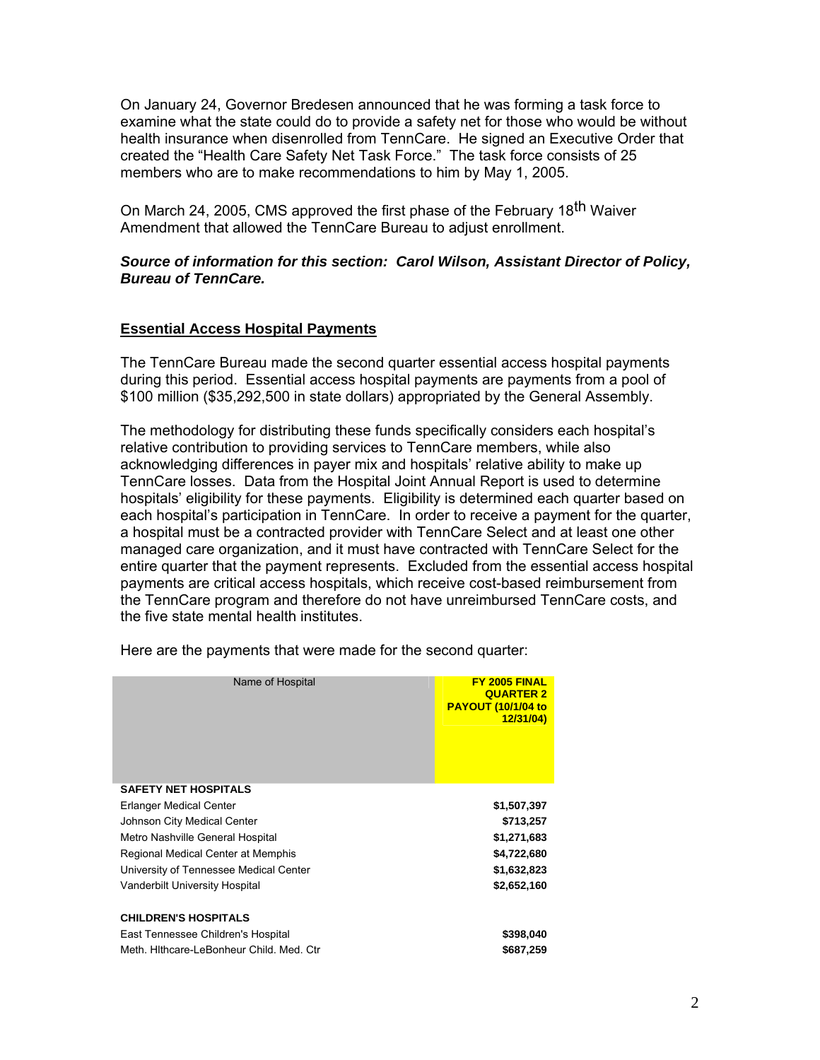On January 24, Governor Bredesen announced that he was forming a task force to examine what the state could do to provide a safety net for those who would be without health insurance when disenrolled from TennCare. He signed an Executive Order that created the "Health Care Safety Net Task Force." The task force consists of 25 members who are to make recommendations to him by May 1, 2005.

On March 24, 2005, CMS approved the first phase of the February 18th Waiver Amendment that allowed the TennCare Bureau to adjust enrollment.

***Source of information for this section: Carol Wilson, Assistant Director of Policy, Bureau of TennCare.***

## Essential Access Hospital Payments

The TennCare Bureau made the second quarter essential access hospital payments during this period. Essential access hospital payments are payments from a pool of $100 million ($35,292,500 in state dollars) appropriated by the General Assembly.

The methodology for distributing these funds specifically considers each hospital's relative contribution to providing services to TennCare members, while also acknowledging differences in payer mix and hospitals' relative ability to make up TennCare losses. Data from the Hospital Joint Annual Report is used to determine hospitals' eligibility for these payments. Eligibility is determined each quarter based on each hospital's participation in TennCare. In order to receive a payment for the quarter, a hospital must be a contracted provider with TennCare Select and at least one other managed care organization, and it must have contracted with TennCare Select for the entire quarter that the payment represents. Excluded from the essential access hospital payments are critical access hospitals, which receive cost-based reimbursement from the TennCare program and therefore do not have unreimbursed TennCare costs, and the five state mental health institutes.

Here are the payments that were made for the second quarter:

| Name of Hospital | FY 2005 FINAL QUARTER 2 PAYOUT (10/1/04 to 12/31/04) |
|---|---|
| **SAFETY NET HOSPITALS** | |
| Erlanger Medical Center | **$1,507,397** |
| Johnson City Medical Center | **$713,257** |
| Metro Nashville General Hospital | **$1,271,683** |
| Regional Medical Center at Memphis | **$4,722,680** |
| University of Tennessee Medical Center | **$1,632,823** |
| Vanderbilt University Hospital | **$2,652,160** |
| **CHILDREN'S HOSPITALS** | |
| East Tennessee Children's Hospital | **$398,040** |
| Meth. Hlthcare-LeBonheur Child. Med. Ctr | **$687,259** |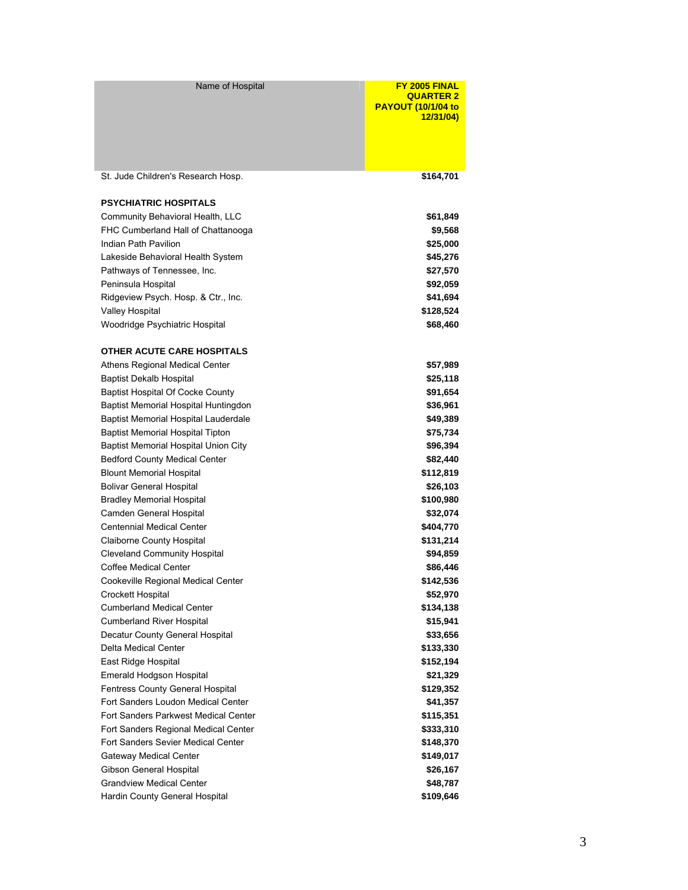| Name of Hospital | FY 2005 FINAL QUARTER 2 PAYOUT (10/1/04 to 12/31/04) |
|---|---|
| St. Jude Children's Research Hosp. | **$164,701** |
| | |
| **PSYCHIATRIC HOSPITALS** | |
| Community Behavioral Health, LLC | **$61,849** |
| FHC Cumberland Hall of Chattanooga | **$9,568** |
| Indian Path Pavilion | **$25,000** |
| Lakeside Behavioral Health System | **$45,276** |
| Pathways of Tennessee, Inc. | **$27,570** |
| Peninsula Hospital | **$92,059** |
| Ridgeview Psych. Hosp. & Ctr., Inc. | **$41,694** |
| Valley Hospital | **$128,524** |
| Woodridge Psychiatric Hospital | **$68,460** |
| | |
| **OTHER ACUTE CARE HOSPITALS** | |
| Athens Regional Medical Center | **$57,989** |
| Baptist Dekalb Hospital | **$25,118** |
| Baptist Hospital Of Cocke County | **$91,654** |
| Baptist Memorial Hospital Huntingdon | **$36,961** |
| Baptist Memorial Hospital Lauderdale | **$49,389** |
| Baptist Memorial Hospital Tipton | **$75,734** |
| Baptist Memorial Hospital Union City | **$96,394** |
| Bedford County Medical Center | **$82,440** |
| Blount Memorial Hospital | **$112,819** |
| Bolivar General Hospital | **$26,103** |
| Bradley Memorial Hospital | **$100,980** |
| Camden General Hospital | **$32,074** |
| Centennial Medical Center | **$404,770** |
| Claiborne County Hospital | **$131,214** |
| Cleveland Community Hospital | **$94,859** |
| Coffee Medical Center | **$86,446** |
| Cookeville Regional Medical Center | **$142,536** |
| Crockett Hospital | **$52,970** |
| Cumberland Medical Center | **$134,138** |
| Cumberland River Hospital | **$15,941** |
| Decatur County General Hospital | **$33,656** |
| Delta Medical Center | **$133,330** |
| East Ridge Hospital | **$152,194** |
| Emerald Hodgson Hospital | **$21,329** |
| Fentress County General Hospital | **$129,352** |
| Fort Sanders Loudon Medical Center | **$41,357** |
| Fort Sanders Parkwest Medical Center | **$115,351** |
| Fort Sanders Regional Medical Center | **$333,310** |
| Fort Sanders Sevier Medical Center | **$148,370** |
| Gateway Medical Center | **$149,017** |
| Gibson General Hospital | **$26,167** |
| Grandview Medical Center | **$48,787** |
| Hardin County General Hospital | **$109,646** |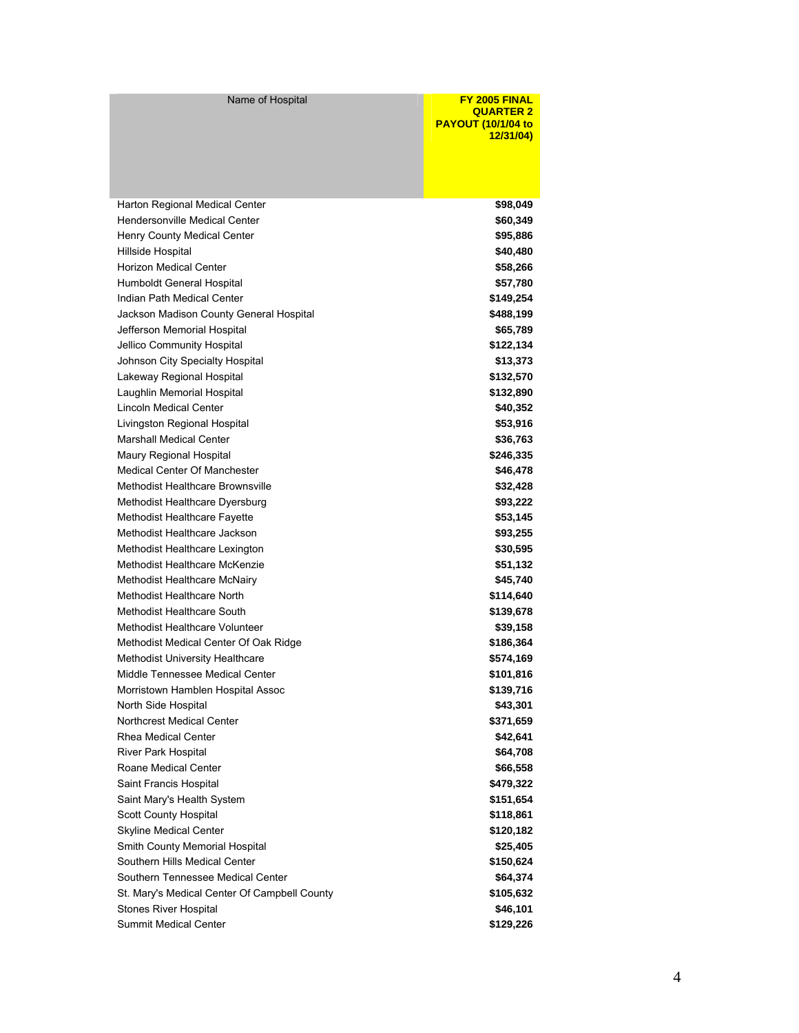| Name of Hospital | FY 2005 FINAL QUARTER 2 PAYOUT (10/1/04 to 12/31/04) |
|---|---|
| Harton Regional Medical Center | $98,049 |
| Hendersonville Medical Center | $60,349 |
| Henry County Medical Center | $95,886 |
| Hillside Hospital | $40,480 |
| Horizon Medical Center | $58,266 |
| Humboldt General Hospital | $57,780 |
| Indian Path Medical Center | $149,254 |
| Jackson Madison County General Hospital | $488,199 |
| Jefferson Memorial Hospital | $65,789 |
| Jellico Community Hospital | $122,134 |
| Johnson City Specialty Hospital | $13,373 |
| Lakeway Regional Hospital | $132,570 |
| Laughlin Memorial Hospital | $132,890 |
| Lincoln Medical Center | $40,352 |
| Livingston Regional Hospital | $53,916 |
| Marshall Medical Center | $36,763 |
| Maury Regional Hospital | $246,335 |
| Medical Center Of Manchester | $46,478 |
| Methodist Healthcare Brownsville | $32,428 |
| Methodist Healthcare Dyersburg | $93,222 |
| Methodist Healthcare Fayette | $53,145 |
| Methodist Healthcare Jackson | $93,255 |
| Methodist Healthcare Lexington | $30,595 |
| Methodist Healthcare McKenzie | $51,132 |
| Methodist Healthcare McNairy | $45,740 |
| Methodist Healthcare North | $114,640 |
| Methodist Healthcare South | $139,678 |
| Methodist Healthcare Volunteer | $39,158 |
| Methodist Medical Center Of Oak Ridge | $186,364 |
| Methodist University Healthcare | $574,169 |
| Middle Tennessee Medical Center | $101,816 |
| Morristown Hamblen Hospital Assoc | $139,716 |
| North Side Hospital | $43,301 |
| Northcrest Medical Center | $371,659 |
| Rhea Medical Center | $42,641 |
| River Park Hospital | $64,708 |
| Roane Medical Center | $66,558 |
| Saint Francis Hospital | $479,322 |
| Saint Mary's Health System | $151,654 |
| Scott County Hospital | $118,861 |
| Skyline Medical Center | $120,182 |
| Smith County Memorial Hospital | $25,405 |
| Southern Hills Medical Center | $150,624 |
| Southern Tennessee Medical Center | $64,374 |
| St. Mary's Medical Center Of Campbell County | $105,632 |
| Stones River Hospital | $46,101 |
| Summit Medical Center | $129,226 |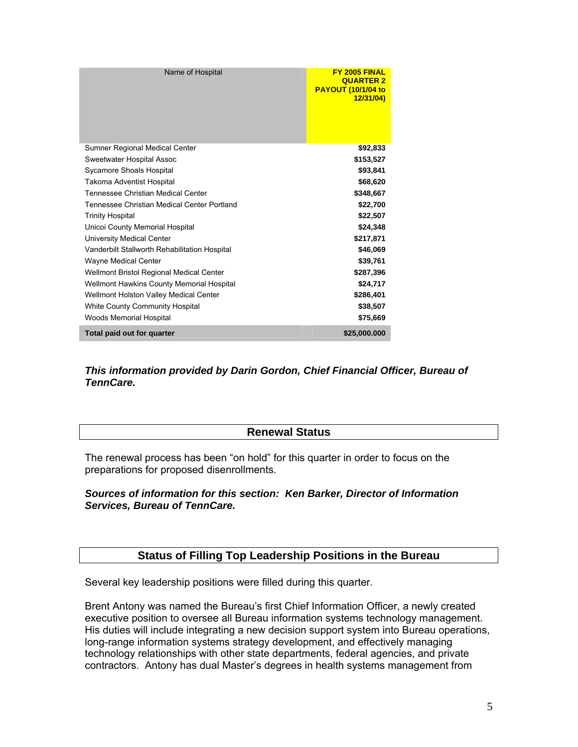| Name of Hospital | FY 2005 FINAL QUARTER 2 PAYOUT (10/1/04 to 12/31/04) |
|---|---|
| Sumner Regional Medical Center | $92,833 |
| Sweetwater Hospital Assoc | $153,527 |
| Sycamore Shoals Hospital | $93,841 |
| Takoma Adventist Hospital | $68,620 |
| Tennessee Christian Medical Center | $348,667 |
| Tennessee Christian Medical Center Portland | $22,700 |
| Trinity Hospital | $22,507 |
| Unicoi County Memorial Hospital | $24,348 |
| University Medical Center | $217,871 |
| Vanderbilt Stallworth Rehabilitation Hospital | $46,069 |
| Wayne Medical Center | $39,761 |
| Wellmont Bristol Regional Medical Center | $287,396 |
| Wellmont Hawkins County Memorial Hospital | $24,717 |
| Wellmont Holston Valley Medical Center | $286,401 |
| White County Community Hospital | $38,507 |
| Woods Memorial Hospital | $75,669 |
| **Total paid out for quarter** | **$25,000.000** |

***This information provided by Darin Gordon, Chief Financial Officer, Bureau of TennCare.***

## Renewal Status

The renewal process has been "on hold" for this quarter in order to focus on the preparations for proposed disenrollments.

***Sources of information for this section: Ken Barker, Director of Information Services, Bureau of TennCare.***

## Status of Filling Top Leadership Positions in the Bureau

Several key leadership positions were filled during this quarter.

Brent Antony was named the Bureau's first Chief Information Officer, a newly created executive position to oversee all Bureau information systems technology management. His duties will include integrating a new decision support system into Bureau operations, long-range information systems strategy development, and effectively managing technology relationships with other state departments, federal agencies, and private contractors. Antony has dual Master's degrees in health systems management from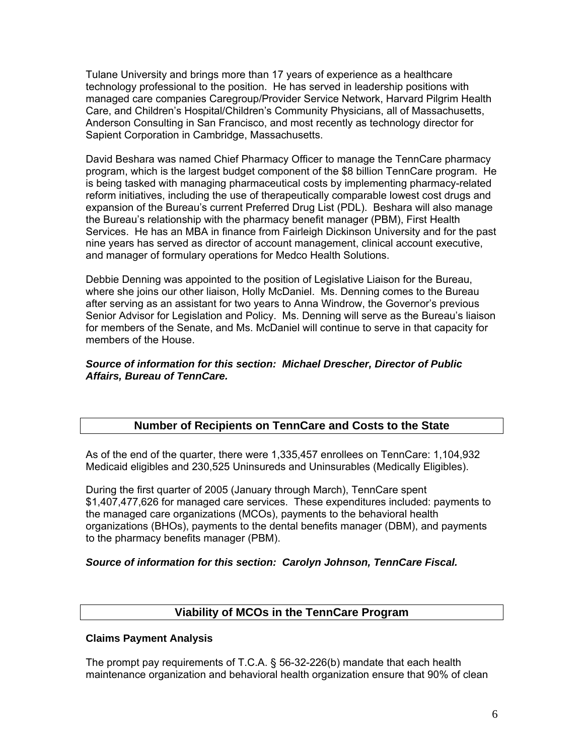Tulane University and brings more than 17 years of experience as a healthcare technology professional to the position. He has served in leadership positions with managed care companies Caregroup/Provider Service Network, Harvard Pilgrim Health Care, and Children's Hospital/Children's Community Physicians, all of Massachusetts, Anderson Consulting in San Francisco, and most recently as technology director for Sapient Corporation in Cambridge, Massachusetts.

David Beshara was named Chief Pharmacy Officer to manage the TennCare pharmacy program, which is the largest budget component of the $8 billion TennCare program. He is being tasked with managing pharmaceutical costs by implementing pharmacy-related reform initiatives, including the use of therapeutically comparable lowest cost drugs and expansion of the Bureau's current Preferred Drug List (PDL). Beshara will also manage the Bureau's relationship with the pharmacy benefit manager (PBM), First Health Services. He has an MBA in finance from Fairleigh Dickinson University and for the past nine years has served as director of account management, clinical account executive, and manager of formulary operations for Medco Health Solutions.

Debbie Denning was appointed to the position of Legislative Liaison for the Bureau, where she joins our other liaison, Holly McDaniel. Ms. Denning comes to the Bureau after serving as an assistant for two years to Anna Windrow, the Governor's previous Senior Advisor for Legislation and Policy. Ms. Denning will serve as the Bureau's liaison for members of the Senate, and Ms. McDaniel will continue to serve in that capacity for members of the House.

***Source of information for this section: Michael Drescher, Director of Public Affairs, Bureau of TennCare.***

## Number of Recipients on TennCare and Costs to the State

As of the end of the quarter, there were 1,335,457 enrollees on TennCare: 1,104,932 Medicaid eligibles and 230,525 Uninsureds and Uninsurables (Medically Eligibles).

During the first quarter of 2005 (January through March), TennCare spent $1,407,477,626 for managed care services. These expenditures included: payments to the managed care organizations (MCOs), payments to the behavioral health organizations (BHOs), payments to the dental benefits manager (DBM), and payments to the pharmacy benefits manager (PBM).

***Source of information for this section: Carolyn Johnson, TennCare Fiscal.***

## Viability of MCOs in the TennCare Program

### Claims Payment Analysis

The prompt pay requirements of T.C.A. § 56-32-226(b) mandate that each health maintenance organization and behavioral health organization ensure that 90% of clean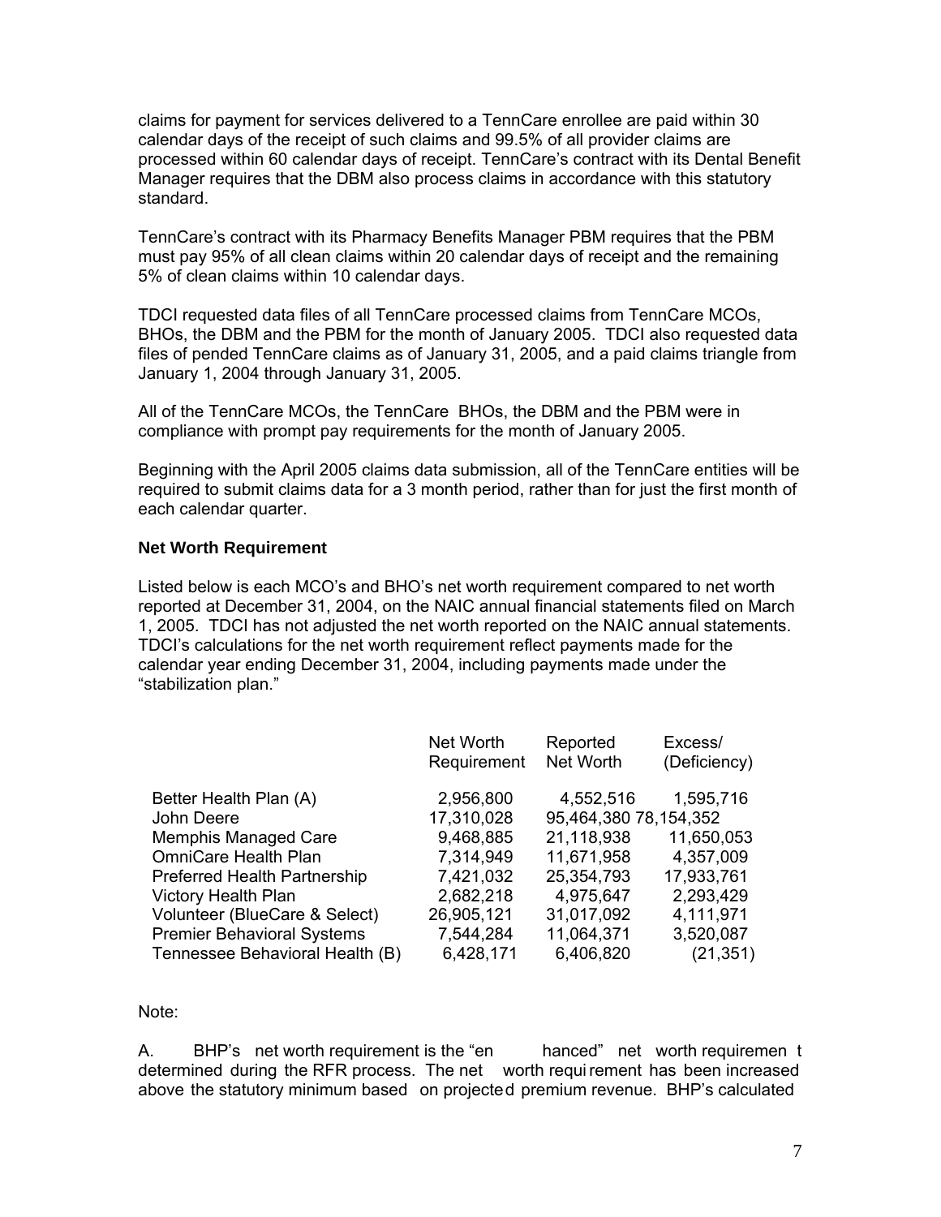claims for payment for services delivered to a TennCare enrollee are paid within 30 calendar days of the receipt of such claims and 99.5% of all provider claims are processed within 60 calendar days of receipt. TennCare's contract with its Dental Benefit Manager requires that the DBM also process claims in accordance with this statutory standard.

TennCare's contract with its Pharmacy Benefits Manager PBM requires that the PBM must pay 95% of all clean claims within 20 calendar days of receipt and the remaining 5% of clean claims within 10 calendar days.

TDCI requested data files of all TennCare processed claims from TennCare MCOs, BHOs, the DBM and the PBM for the month of January 2005. TDCI also requested data files of pended TennCare claims as of January 31, 2005, and a paid claims triangle from January 1, 2004 through January 31, 2005.

All of the TennCare MCOs, the TennCare BHOs, the DBM and the PBM were in compliance with prompt pay requirements for the month of January 2005.

Beginning with the April 2005 claims data submission, all of the TennCare entities will be required to submit claims data for a 3 month period, rather than for just the first month of each calendar quarter.

**Net Worth Requirement**

Listed below is each MCO's and BHO's net worth requirement compared to net worth reported at December 31, 2004, on the NAIC annual financial statements filed on March 1, 2005. TDCI has not adjusted the net worth reported on the NAIC annual statements. TDCI's calculations for the net worth requirement reflect payments made for the calendar year ending December 31, 2004, including payments made under the "stabilization plan."

| | Net Worth Requirement | Reported Net Worth | Excess/ (Deficiency) |
|---|---|---|---|
| Better Health Plan (A) | 2,956,800 | 4,552,516 | 1,595,716 |
| John Deere | 17,310,028 | 95,464,380 | 78,154,352 |
| Memphis Managed Care | 9,468,885 | 21,118,938 | 11,650,053 |
| OmniCare Health Plan | 7,314,949 | 11,671,958 | 4,357,009 |
| Preferred Health Partnership | 7,421,032 | 25,354,793 | 17,933,761 |
| Victory Health Plan | 2,682,218 | 4,975,647 | 2,293,429 |
| Volunteer (BlueCare & Select) | 26,905,121 | 31,017,092 | 4,111,971 |
| Premier Behavioral Systems | 7,544,284 | 11,064,371 | 3,520,087 |
| Tennessee Behavioral Health (B) | 6,428,171 | 6,406,820 | (21,351) |

Note:

A. BHP's net worth requirement is the "enhanced" net worth requirement determined during the RFR process. The net worth requirement has been increased above the statutory minimum based on projected premium revenue. BHP's calculated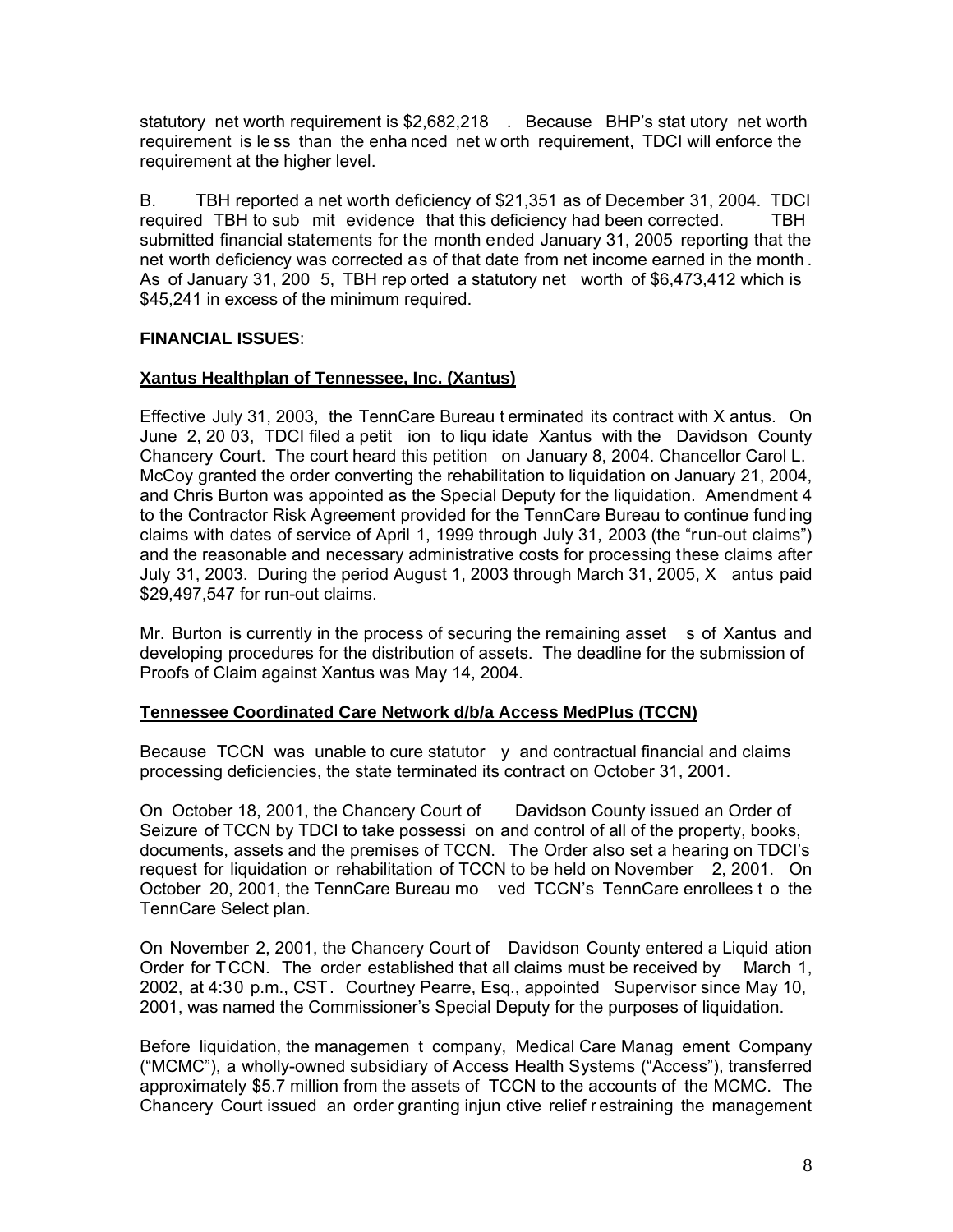statutory net worth requirement is $2,682,218. Because BHP's statutory net worth requirement is less than the enhanced net worth requirement, TDCI will enforce the requirement at the higher level.

B. TBH reported a net worth deficiency of $21,351 as of December 31, 2004. TDCI required TBH to submit evidence that this deficiency had been corrected. TBH submitted financial statements for the month ended January 31, 2005 reporting that the net worth deficiency was corrected as of that date from net income earned in the month. As of January 31, 2005, TBH reported a statutory net worth of $6,473,412 which is $45,241 in excess of the minimum required.

**FINANCIAL ISSUES**:

**Xantus Healthplan of Tennessee, Inc. (Xantus)**

Effective July 31, 2003, the TennCare Bureau terminated its contract with Xantus. On June 2, 2003, TDCI filed a petition to liquidate Xantus with the Davidson County Chancery Court. The court heard this petition on January 8, 2004. Chancellor Carol L. McCoy granted the order converting the rehabilitation to liquidation on January 21, 2004, and Chris Burton was appointed as the Special Deputy for the liquidation. Amendment 4 to the Contractor Risk Agreement provided for the TennCare Bureau to continue funding claims with dates of service of April 1, 1999 through July 31, 2003 (the "run-out claims") and the reasonable and necessary administrative costs for processing these claims after July 31, 2003. During the period August 1, 2003 through March 31, 2005, Xantus paid $29,497,547 for run-out claims.

Mr. Burton is currently in the process of securing the remaining assets of Xantus and developing procedures for the distribution of assets. The deadline for the submission of Proofs of Claim against Xantus was May 14, 2004.

**Tennessee Coordinated Care Network d/b/a Access MedPlus (TCCN)**

Because TCCN was unable to cure statutory and contractual financial and claims processing deficiencies, the state terminated its contract on October 31, 2001.

On October 18, 2001, the Chancery Court of Davidson County issued an Order of Seizure of TCCN by TDCI to take possession and control of all of the property, books, documents, assets and the premises of TCCN. The Order also set a hearing on TDCI's request for liquidation or rehabilitation of TCCN to be held on November 2, 2001. On October 20, 2001, the TennCare Bureau moved TCCN's TennCare enrollees to the TennCare Select plan.

On November 2, 2001, the Chancery Court of Davidson County entered a Liquidation Order for TCCN. The order established that all claims must be received by March 1, 2002, at 4:30 p.m., CST. Courtney Pearre, Esq., appointed Supervisor since May 10, 2001, was named the Commissioner's Special Deputy for the purposes of liquidation.

Before liquidation, the management company, Medical Care Management Company ("MCMC"), a wholly-owned subsidiary of Access Health Systems ("Access"), transferred approximately $5.7 million from the assets of TCCN to the accounts of the MCMC. The Chancery Court issued an order granting injunctive relief restraining the management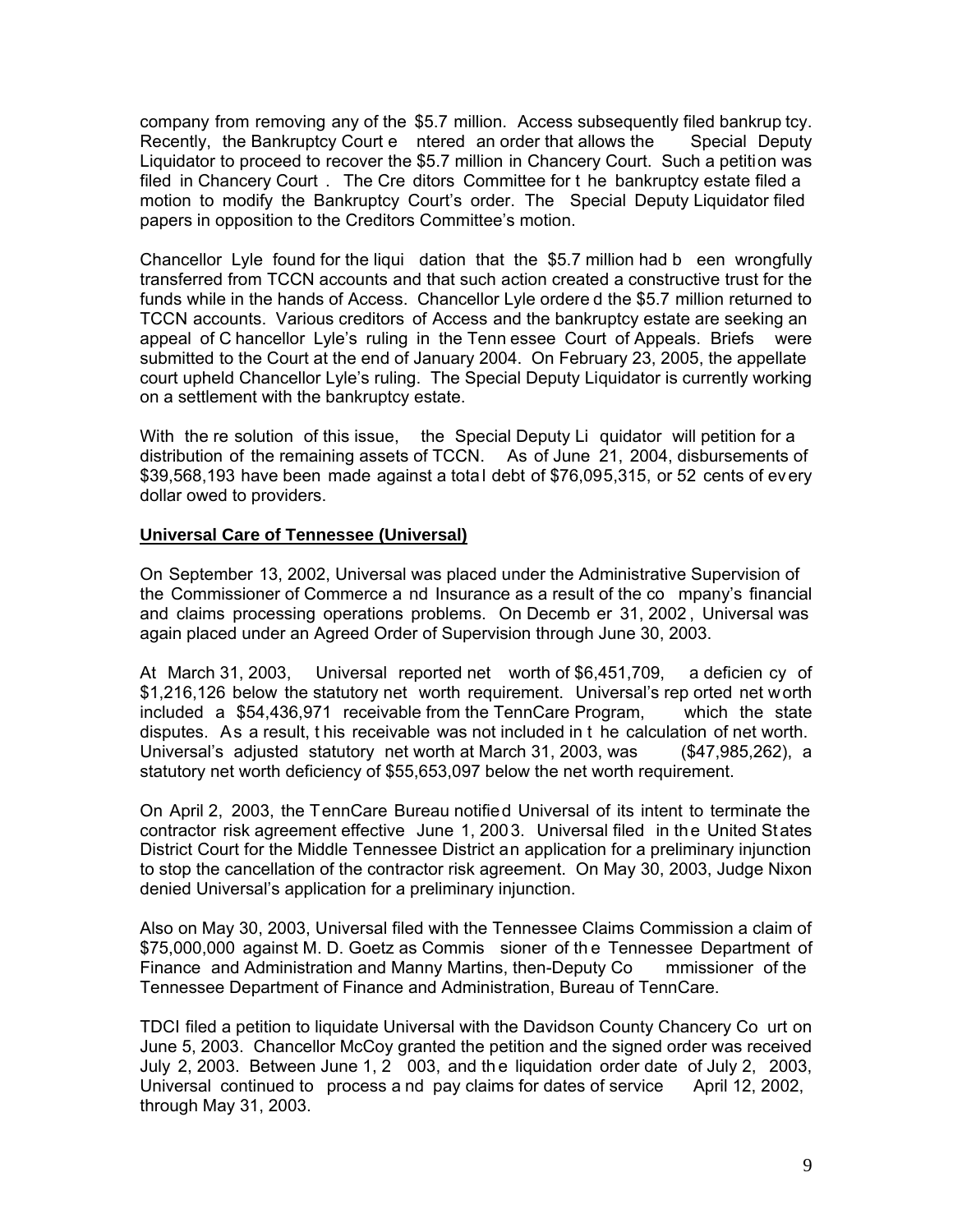company from removing any of the $5.7 million. Access subsequently filed bankruptcy. Recently, the Bankruptcy Court entered an order that allows the Special Deputy Liquidator to proceed to recover the $5.7 million in Chancery Court. Such a petition was filed in Chancery Court. The Creditors Committee for the bankruptcy estate filed a motion to modify the Bankruptcy Court's order. The Special Deputy Liquidator filed papers in opposition to the Creditors Committee's motion.

Chancellor Lyle found for the liquidation that the $5.7 million had been wrongfully transferred from TCCN accounts and that such action created a constructive trust for the funds while in the hands of Access. Chancellor Lyle ordered the $5.7 million returned to TCCN accounts. Various creditors of Access and the bankruptcy estate are seeking an appeal of Chancellor Lyle's ruling in the Tennessee Court of Appeals. Briefs were submitted to the Court at the end of January 2004. On February 23, 2005, the appellate court upheld Chancellor Lyle's ruling. The Special Deputy Liquidator is currently working on a settlement with the bankruptcy estate.

With the resolution of this issue, the Special Deputy Liquidator will petition for a distribution of the remaining assets of TCCN. As of June 21, 2004, disbursements of $39,568,193 have been made against a total debt of $76,095,315, or 52 cents of every dollar owed to providers.

**Universal Care of Tennessee (Universal)**

On September 13, 2002, Universal was placed under the Administrative Supervision of the Commissioner of Commerce and Insurance as a result of the company's financial and claims processing operations problems. On December 31, 2002, Universal was again placed under an Agreed Order of Supervision through June 30, 2003.

At March 31, 2003, Universal reported net worth of $6,451,709, a deficiency of $1,216,126 below the statutory net worth requirement. Universal's reported net worth included a $54,436,971 receivable from the TennCare Program, which the state disputes. As a result, this receivable was not included in the calculation of net worth. Universal's adjusted statutory net worth at March 31, 2003, was ($47,985,262), a statutory net worth deficiency of $55,653,097 below the net worth requirement.

On April 2, 2003, the TennCare Bureau notified Universal of its intent to terminate the contractor risk agreement effective June 1, 2003. Universal filed in the United States District Court for the Middle Tennessee District an application for a preliminary injunction to stop the cancellation of the contractor risk agreement. On May 30, 2003, Judge Nixon denied Universal's application for a preliminary injunction.

Also on May 30, 2003, Universal filed with the Tennessee Claims Commission a claim of $75,000,000 against M. D. Goetz as Commissioner of the Tennessee Department of Finance and Administration and Manny Martins, then-Deputy Commissioner of the Tennessee Department of Finance and Administration, Bureau of TennCare.

TDCI filed a petition to liquidate Universal with the Davidson County Chancery Court on June 5, 2003. Chancellor McCoy granted the petition and the signed order was received July 2, 2003. Between June 1, 2003, and the liquidation order date of July 2, 2003, Universal continued to process and pay claims for dates of service April 12, 2002, through May 31, 2003.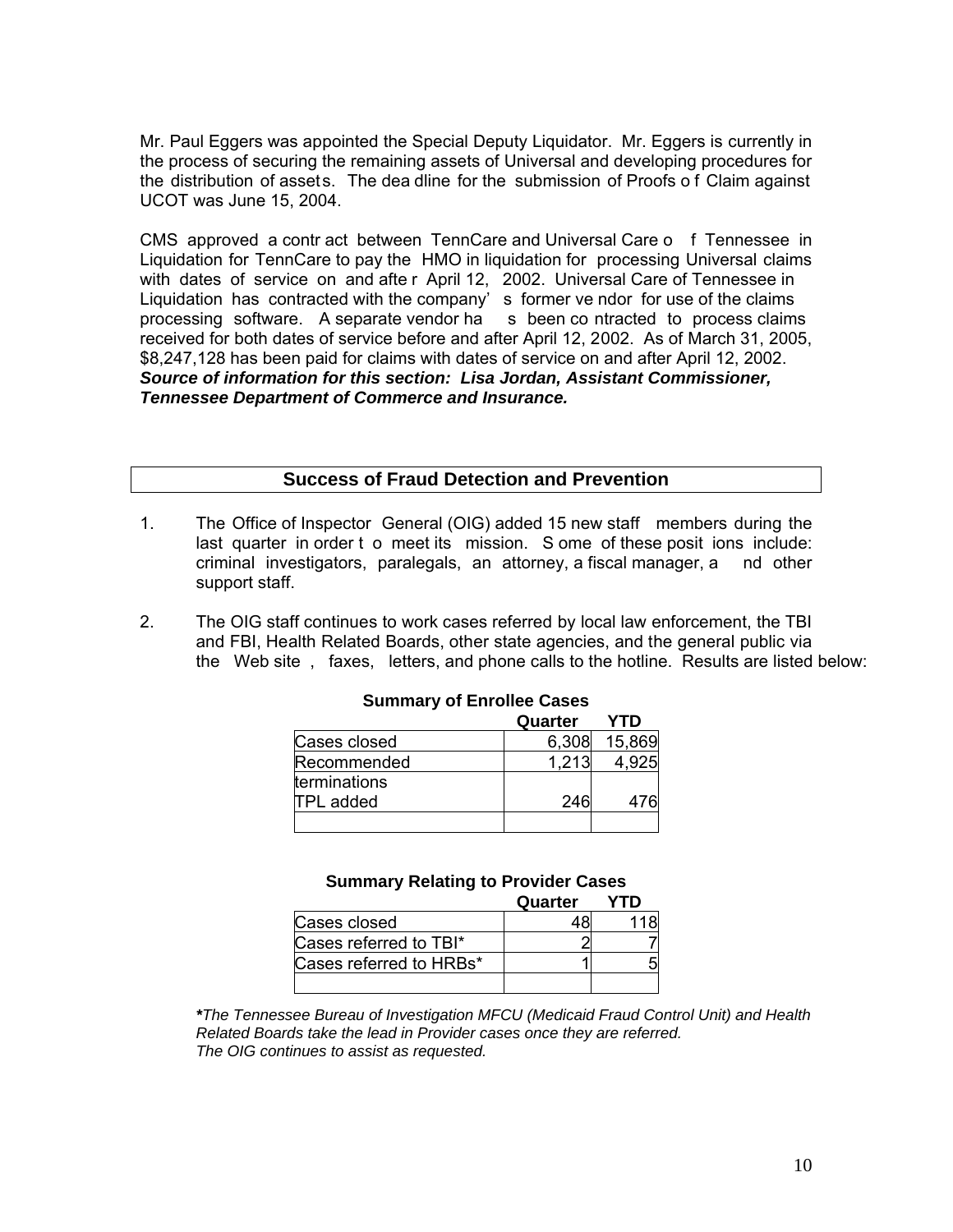Mr. Paul Eggers was appointed the Special Deputy Liquidator. Mr. Eggers is currently in the process of securing the remaining assets of Universal and developing procedures for the distribution of assets. The deadline for the submission of Proofs of Claim against UCOT was June 15, 2004.

CMS approved a contract between TennCare and Universal Care of Tennessee in Liquidation for TennCare to pay the HMO in liquidation for processing Universal claims with dates of service on and after April 12, 2002. Universal Care of Tennessee in Liquidation has contracted with the company's former vendor for use of the claims processing software. A separate vendor has been contracted to process claims received for both dates of service before and after April 12, 2002. As of March 31, 2005, $8,247,128 has been paid for claims with dates of service on and after April 12, 2002.
***Source of information for this section: Lisa Jordan, Assistant Commissioner, Tennessee Department of Commerce and Insurance.***

## Success of Fraud Detection and Prevention

1. The Office of Inspector General (OIG) added 15 new staff members during the last quarter in order to meet its mission. Some of these positions include: criminal investigators, paralegals, an attorney, a fiscal manager, and other support staff.

2. The OIG staff continues to work cases referred by local law enforcement, the TBI and FBI, Health Related Boards, other state agencies, and the general public via the Web site, faxes, letters, and phone calls to the hotline. Results are listed below:

**Summary of Enrollee Cases**

| | Quarter | YTD |
|---|---|---|
| Cases closed | 6,308 | 15,869 |
| Recommended terminations | 1,213 | 4,925 |
| TPL added | 246 | 476 |
| | | |

**Summary Relating to Provider Cases**

| | Quarter | YTD |
|---|---|---|
| Cases closed | 48 | 118 |
| Cases referred to TBI* | 2 | 7 |
| Cases referred to HRBs* | 1 | 5 |
| | | |

****The Tennessee Bureau of Investigation MFCU (Medicaid Fraud Control Unit) and Health Related Boards take the lead in Provider cases once they are referred.***
*The OIG continues to assist as requested.*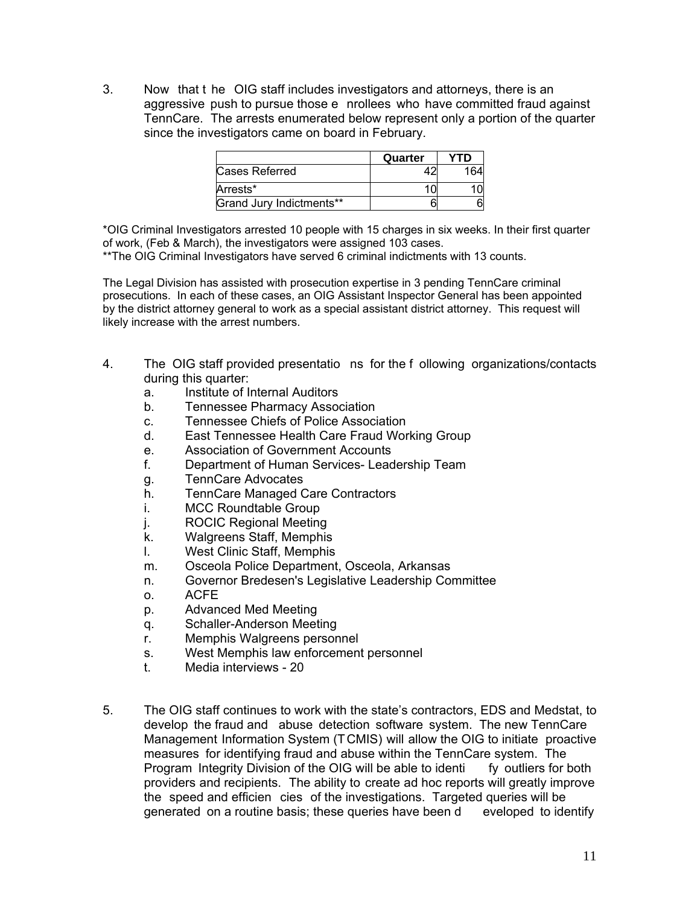3. Now that the OIG staff includes investigators and attorneys, there is an aggressive push to pursue those enrollees who have committed fraud against TennCare. The arrests enumerated below represent only a portion of the quarter since the investigators came on board in February.

| | Quarter | YTD |
|---|---|---|
| Cases Referred | 42 | 164 |
| Arrests* | 10 | 10 |
| Grand Jury Indictments** | 6 | 6 |

*OIG Criminal Investigators arrested 10 people with 15 charges in six weeks. In their first quarter of work, (Feb & March), the investigators were assigned 103 cases.
**The OIG Criminal Investigators have served 6 criminal indictments with 13 counts.

The Legal Division has assisted with prosecution expertise in 3 pending TennCare criminal prosecutions. In each of these cases, an OIG Assistant Inspector General has been appointed by the district attorney general to work as a special assistant district attorney. This request will likely increase with the arrest numbers.

4. The OIG staff provided presentations for the following organizations/contacts during this quarter:
   a. Institute of Internal Auditors
   b. Tennessee Pharmacy Association
   c. Tennessee Chiefs of Police Association
   d. East Tennessee Health Care Fraud Working Group
   e. Association of Government Accounts
   f. Department of Human Services- Leadership Team
   g. TennCare Advocates
   h. TennCare Managed Care Contractors
   i. MCC Roundtable Group
   j. ROCIC Regional Meeting
   k. Walgreens Staff, Memphis
   l. West Clinic Staff, Memphis
   m. Osceola Police Department, Osceola, Arkansas
   n. Governor Bredesen's Legislative Leadership Committee
   o. ACFE
   p. Advanced Med Meeting
   q. Schaller-Anderson Meeting
   r. Memphis Walgreens personnel
   s. West Memphis law enforcement personnel
   t. Media interviews - 20

5. The OIG staff continues to work with the state's contractors, EDS and Medstat, to develop the fraud and abuse detection software system. The new TennCare Management Information System (TCMIS) will allow the OIG to initiate proactive measures for identifying fraud and abuse within the TennCare system. The Program Integrity Division of the OIG will be able to identify outliers for both providers and recipients. The ability to create ad hoc reports will greatly improve the speed and efficiencies of the investigations. Targeted queries will be generated on a routine basis; these queries have been developed to identify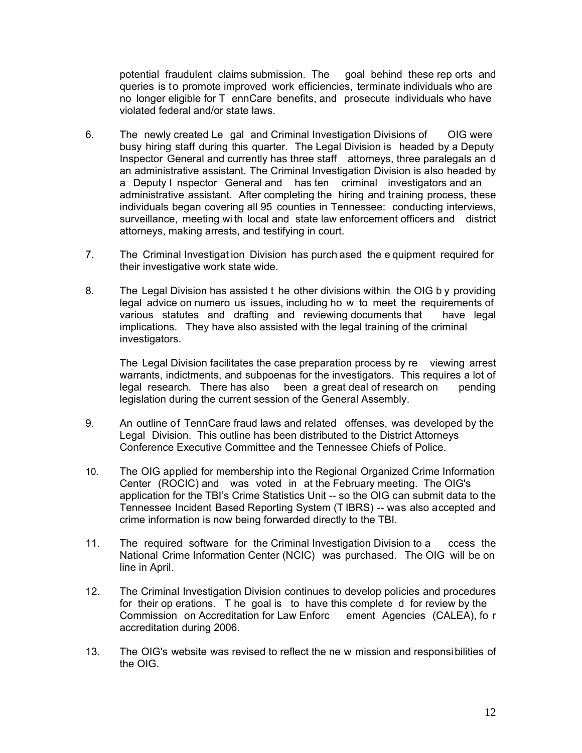potential fraudulent claims submission. The goal behind these reports and queries is to promote improved work efficiencies, terminate individuals who are no longer eligible for TennCare benefits, and prosecute individuals who have violated federal and/or state laws.

6. The newly created Legal and Criminal Investigation Divisions of OIG were busy hiring staff during this quarter. The Legal Division is headed by a Deputy Inspector General and currently has three staff attorneys, three paralegals and an administrative assistant. The Criminal Investigation Division is also headed by a Deputy Inspector General and has ten criminal investigators and an administrative assistant. After completing the hiring and training process, these individuals began covering all 95 counties in Tennessee: conducting interviews, surveillance, meeting with local and state law enforcement officers and district attorneys, making arrests, and testifying in court.

7. The Criminal Investigation Division has purchased the equipment required for their investigative work state wide.

8. The Legal Division has assisted the other divisions within the OIG by providing legal advice on numerous issues, including how to meet the requirements of various statutes and drafting and reviewing documents that have legal implications. They have also assisted with the legal training of the criminal investigators.

   The Legal Division facilitates the case preparation process by reviewing arrest warrants, indictments, and subpoenas for the investigators. This requires a lot of legal research. There has also been a great deal of research on pending legislation during the current session of the General Assembly.

9. An outline of TennCare fraud laws and related offenses, was developed by the Legal Division. This outline has been distributed to the District Attorneys Conference Executive Committee and the Tennessee Chiefs of Police.

10. The OIG applied for membership into the Regional Organized Crime Information Center (ROCIC) and was voted in at the February meeting. The OIG's application for the TBI's Crime Statistics Unit -- so the OIG can submit data to the Tennessee Incident Based Reporting System (TIBRS) -- was also accepted and crime information is now being forwarded directly to the TBI.

11. The required software for the Criminal Investigation Division to access the National Crime Information Center (NCIC) was purchased. The OIG will be on line in April.

12. The Criminal Investigation Division continues to develop policies and procedures for their operations. The goal is to have this completed for review by the Commission on Accreditation for Law Enforcement Agencies (CALEA), for accreditation during 2006.

13. The OIG's website was revised to reflect the new mission and responsibilities of the OIG.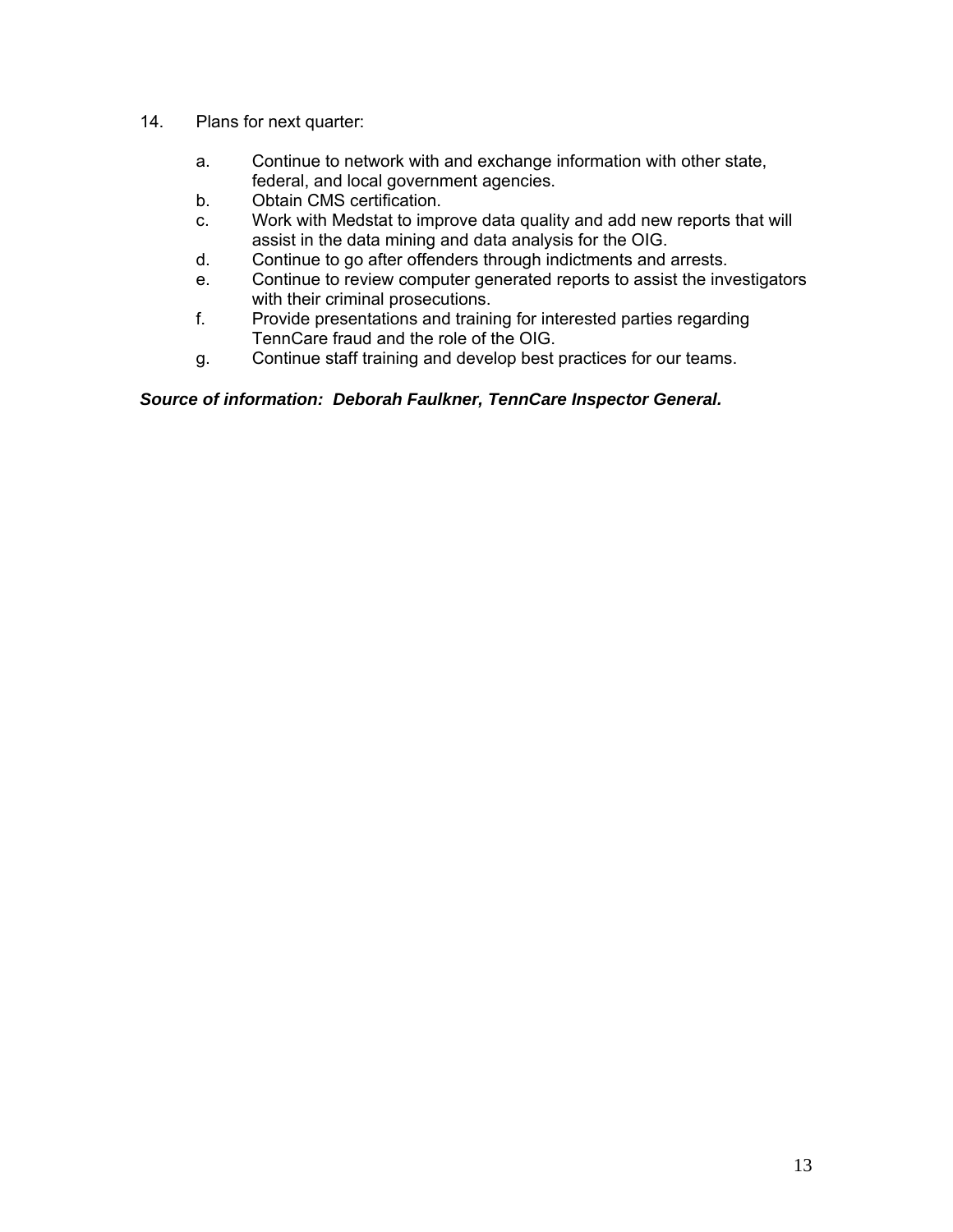14. Plans for next quarter:

    a. Continue to network with and exchange information with other state, federal, and local government agencies.
    b. Obtain CMS certification.
    c. Work with Medstat to improve data quality and add new reports that will assist in the data mining and data analysis for the OIG.
    d. Continue to go after offenders through indictments and arrests.
    e. Continue to review computer generated reports to assist the investigators with their criminal prosecutions.
    f. Provide presentations and training for interested parties regarding TennCare fraud and the role of the OIG.
    g. Continue staff training and develop best practices for our teams.

***Source of information: Deborah Faulkner, TennCare Inspector General.***